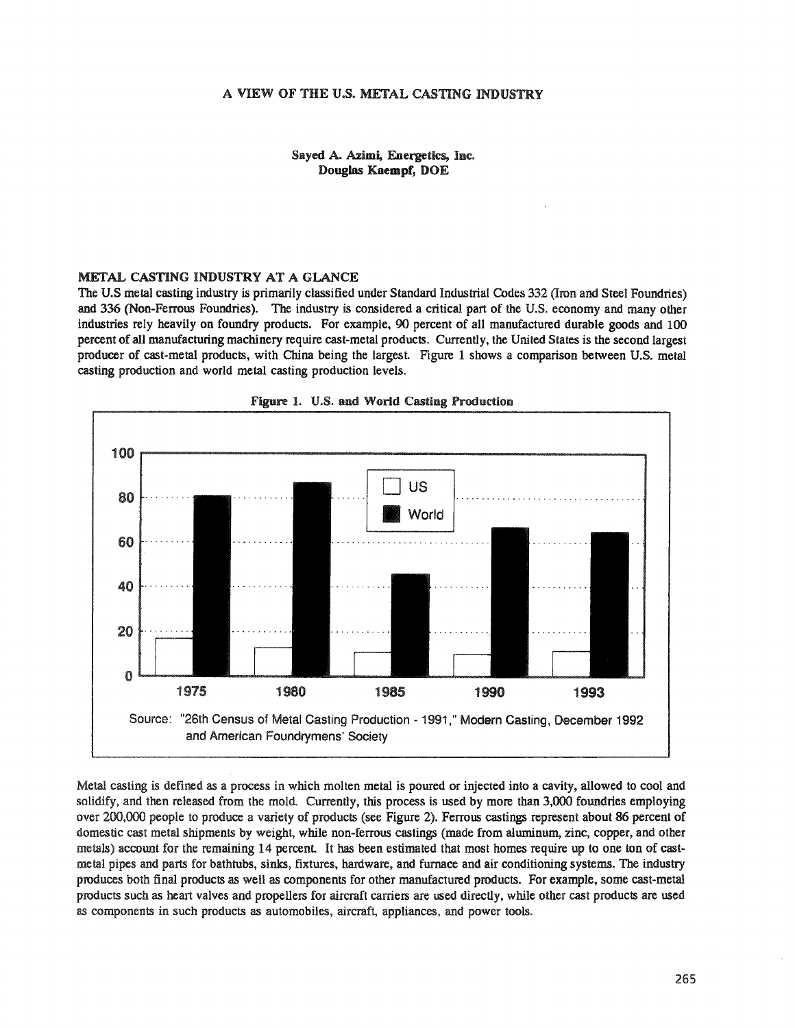# A VIEW OF THE U.S. METAL CASTING INDUSTRY

**Sayed A. Azimi, Energetics, Inc.**
**Douglas Kaempf, DOE**

## METAL CASTING INDUSTRY AT A GLANCE

The U.S metal casting industry is primarily classified under Standard Industrial Codes 332 (Iron and Steel Foundries) and 336 (Non-Ferrous Foundries). The industry is considered a critical part of the U.S. economy and many other industries rely heavily on foundry products. For example, 90 percent of all manufactured durable goods and 100 percent of all manufacturing machinery require cast-metal products. Currently, the United States is the second largest producer of cast-metal products, with China being the largest. Figure 1 shows a comparison between U.S. metal casting production and world metal casting production levels.

**Figure 1. U.S. and World Casting Production**

Source: "26th Census of Metal Casting Production - 1991," Modern Casting, December 1992 and American Foundrymens' Society

Metal casting is defined as a process in which molten metal is poured or injected into a cavity, allowed to cool and solidify, and then released from the mold. Currently, this process is used by more than 3,000 foundries employing over 200,000 people to produce a variety of products (see Figure 2). Ferrous castings represent about 86 percent of domestic cast metal shipments by weight, while non-ferrous castings (made from aluminum, zinc, copper, and other metals) account for the remaining 14 percent. It has been estimated that most homes require up to one ton of cast-metal pipes and parts for bathtubs, sinks, fixtures, hardware, and furnace and air conditioning systems. The industry produces both final products as well as components for other manufactured products. For example, some cast-metal products such as heart valves and propellers for aircraft carriers are used directly, while other cast products are used as components in such products as automobiles, aircraft, appliances, and power tools.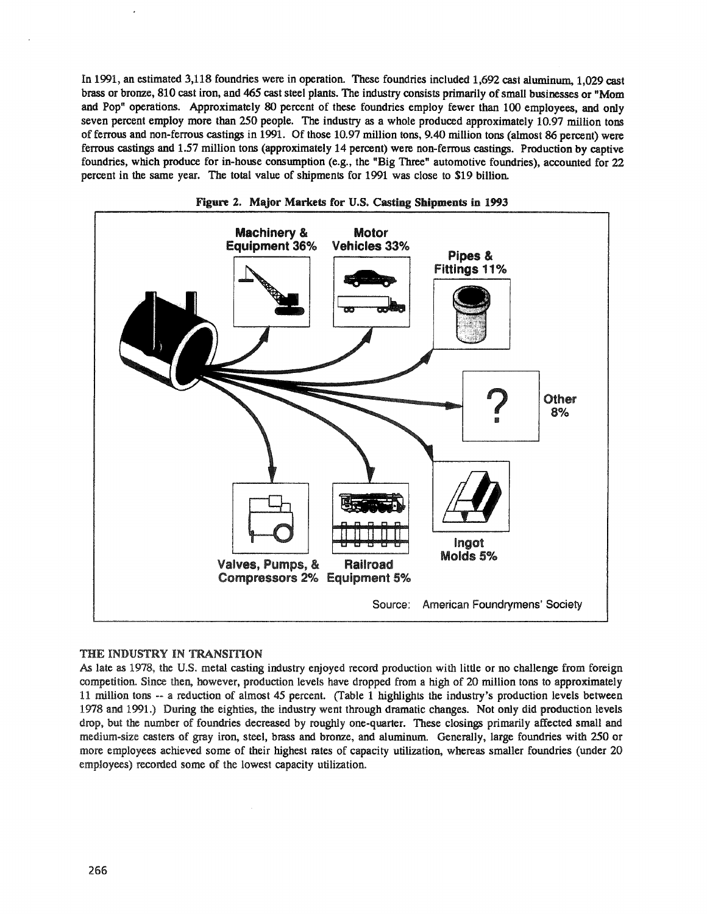In 1991, an estimated 3,118 foundries were in operation. These foundries included 1,692 cast aluminum, 1,029 cast brass or bronze, 810 cast iron, and 465 cast steel plants. The industry consists primarily of small businesses or "Mom and Pop" operations. Approximately 80 percent of these foundries employ fewer than 100 employees, and only seven percent employ more than 250 people. The industry as a whole produced approximately 10.97 million tons of ferrous and non-ferrous castings in 1991. Of those 10.97 million tons, 9.40 million tons (almost 86 percent) were ferrous castings and 1.57 million tons (approximately 14 percent) were non-ferrous castings. Production by captive foundries, which produce for in-house consumption (e.g., the "Big Three" automotive foundries), accounted for 22 percent in the same year. The total value of shipments for 1991 was close to $19 billion.

**Figure 2. Major Markets for U.S. Casting Shipments in 1993**

Machinery & Equipment 36%
Motor Vehicles 33%
Pipes & Fittings 11%
Other 8%
Ingot Molds 5%
Railroad Equipment 5%
Valves, Pumps, & Compressors 2%

Source: American Foundrymens' Society

## THE INDUSTRY IN TRANSITION

As late as 1978, the U.S. metal casting industry enjoyed record production with little or no challenge from foreign competition. Since then, however, production levels have dropped from a high of 20 million tons to approximately 11 million tons -- a reduction of almost 45 percent. (Table 1 highlights the industry's production levels between 1978 and 1991.) During the eighties, the industry went through dramatic changes. Not only did production levels drop, but the number of foundries decreased by roughly one-quarter. These closings primarily affected small and medium-size casters of gray iron, steel, brass and bronze, and aluminum. Generally, large foundries with 250 or more employees achieved some of their highest rates of capacity utilization, whereas smaller foundries (under 20 employees) recorded some of the lowest capacity utilization.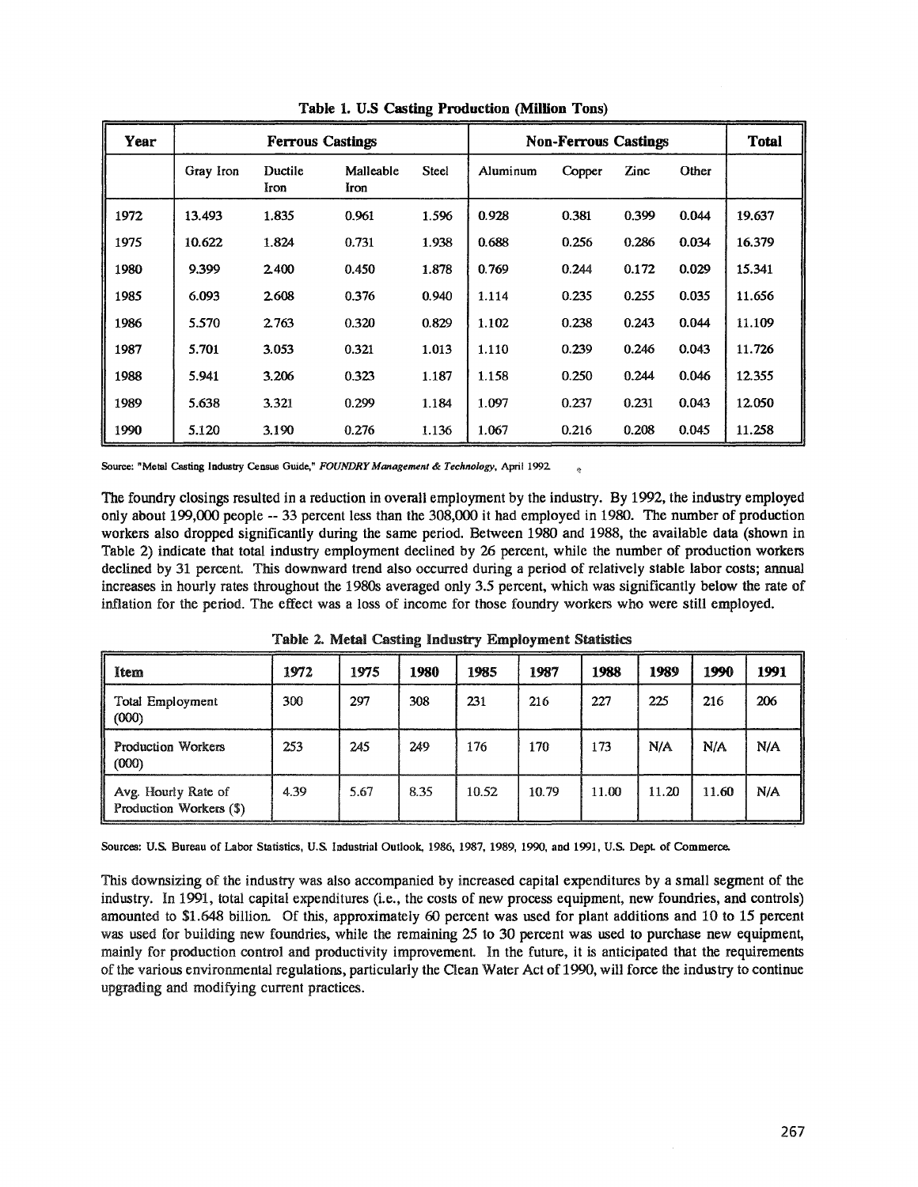**Table 1. U.S Casting Production (Million Tons)**

| Year | Ferrous Castings | | | | Non-Ferrous Castings | | | | Total |
|---|---|---|---|---|---|---|---|---|---|
| | Gray Iron | Ductile Iron | Malleable Iron | Steel | Aluminum | Copper | Zinc | Other | |
| 1972 | 13.493 | 1.835 | 0.961 | 1.596 | 0.928 | 0.381 | 0.399 | 0.044 | 19.637 |
| 1975 | 10.622 | 1.824 | 0.731 | 1.938 | 0.688 | 0.256 | 0.286 | 0.034 | 16.379 |
| 1980 | 9.399 | 2.400 | 0.450 | 1.878 | 0.769 | 0.244 | 0.172 | 0.029 | 15.341 |
| 1985 | 6.093 | 2.608 | 0.376 | 0.940 | 1.114 | 0.235 | 0.255 | 0.035 | 11.656 |
| 1986 | 5.570 | 2.763 | 0.320 | 0.829 | 1.102 | 0.238 | 0.243 | 0.044 | 11.109 |
| 1987 | 5.701 | 3.053 | 0.321 | 1.013 | 1.110 | 0.239 | 0.246 | 0.043 | 11.726 |
| 1988 | 5.941 | 3.206 | 0.323 | 1.187 | 1.158 | 0.250 | 0.244 | 0.046 | 12.355 |
| 1989 | 5.638 | 3.321 | 0.299 | 1.184 | 1.097 | 0.237 | 0.231 | 0.043 | 12.050 |
| 1990 | 5.120 | 3.190 | 0.276 | 1.136 | 1.067 | 0.216 | 0.208 | 0.045 | 11.258 |

Source: "Metal Casting Industry Census Guide," *FOUNDRY Management & Technology*, April 1992.

The foundry closings resulted in a reduction in overall employment by the industry. By 1992, the industry employed only about 199,000 people -- 33 percent less than the 308,000 it had employed in 1980. The number of production workers also dropped significantly during the same period. Between 1980 and 1988, the available data (shown in Table 2) indicate that total industry employment declined by 26 percent, while the number of production workers declined by 31 percent. This downward trend also occurred during a period of relatively stable labor costs; annual increases in hourly rates throughout the 1980s averaged only 3.5 percent, which was significantly below the rate of inflation for the period. The effect was a loss of income for those foundry workers who were still employed.

**Table 2. Metal Casting Industry Employment Statistics**

| Item | 1972 | 1975 | 1980 | 1985 | 1987 | 1988 | 1989 | 1990 | 1991 |
|---|---|---|---|---|---|---|---|---|---|
| Total Employment (000) | 300 | 297 | 308 | 231 | 216 | 227 | 225 | 216 | 206 |
| Production Workers (000) | 253 | 245 | 249 | 176 | 170 | 173 | N/A | N/A | N/A |
| Avg. Hourly Rate of Production Workers ($) | 4.39 | 5.67 | 8.35 | 10.52 | 10.79 | 11.00 | 11.20 | 11.60 | N/A |

Sources: U.S. Bureau of Labor Statistics, U.S. Industrial Outlook, 1986, 1987, 1989, 1990, and 1991, U.S. Dept. of Commerce.

This downsizing of the industry was also accompanied by increased capital expenditures by a small segment of the industry. In 1991, total capital expenditures (i.e., the costs of new process equipment, new foundries, and controls) amounted to $1.648 billion. Of this, approximately 60 percent was used for plant additions and 10 to 15 percent was used for building new foundries, while the remaining 25 to 30 percent was used to purchase new equipment, mainly for production control and productivity improvement. In the future, it is anticipated that the requirements of the various environmental regulations, particularly the Clean Water Act of 1990, will force the industry to continue upgrading and modifying current practices.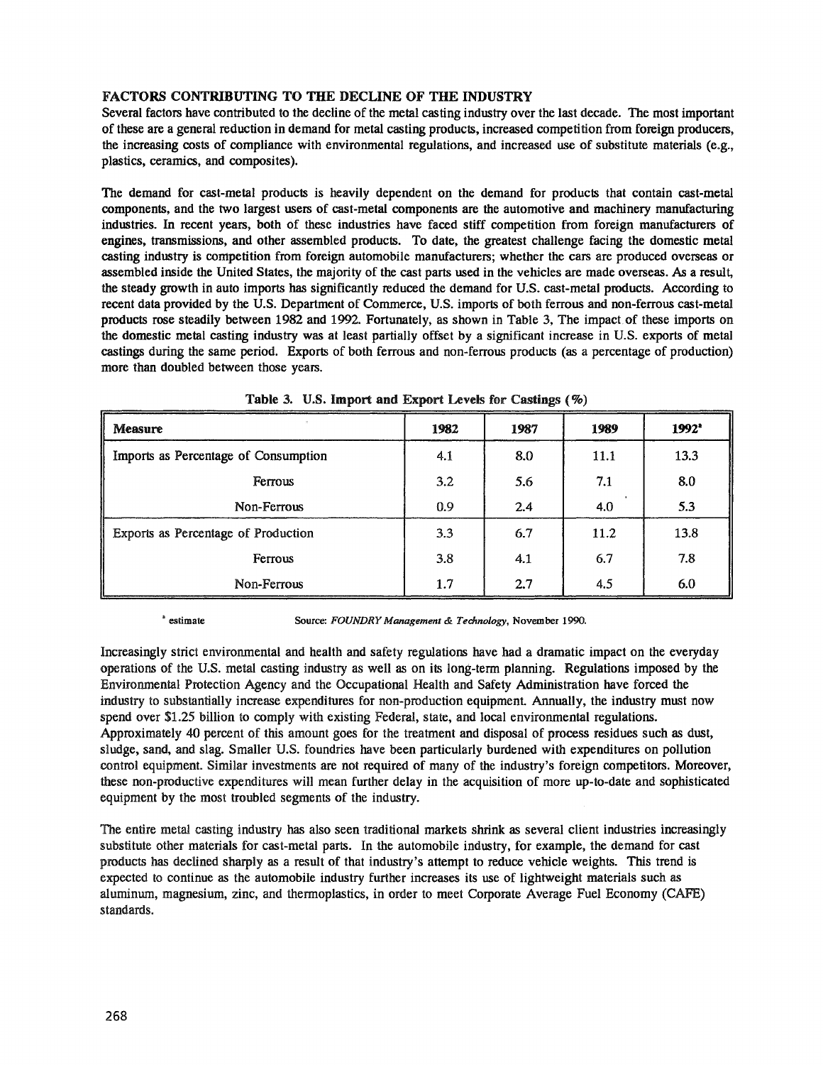## FACTORS CONTRIBUTING TO THE DECLINE OF THE INDUSTRY

Several factors have contributed to the decline of the metal casting industry over the last decade. The most important of these are a general reduction in demand for metal casting products, increased competition from foreign producers, the increasing costs of compliance with environmental regulations, and increased use of substitute materials (e.g., plastics, ceramics, and composites).

The demand for cast-metal products is heavily dependent on the demand for products that contain cast-metal components, and the two largest users of cast-metal components are the automotive and machinery manufacturing industries. In recent years, both of these industries have faced stiff competition from foreign manufacturers of engines, transmissions, and other assembled products. To date, the greatest challenge facing the domestic metal casting industry is competition from foreign automobile manufacturers; whether the cars are produced overseas or assembled inside the United States, the majority of the cast parts used in the vehicles are made overseas. As a result, the steady growth in auto imports has significantly reduced the demand for U.S. cast-metal products. According to recent data provided by the U.S. Department of Commerce, U.S. imports of both ferrous and non-ferrous cast-metal products rose steadily between 1982 and 1992. Fortunately, as shown in Table 3, The impact of these imports on the domestic metal casting industry was at least partially offset by a significant increase in U.S. exports of metal castings during the same period. Exports of both ferrous and non-ferrous products (as a percentage of production) more than doubled between those years.

**Table 3. U.S. Import and Export Levels for Castings (%)**

| Measure | 1982 | 1987 | 1989 | 1992[a] |
|---|---|---|---|---|
| Imports as Percentage of Consumption | 4.1 | 8.0 | 11.1 | 13.3 |
| Ferrous | 3.2 | 5.6 | 7.1 | 8.0 |
| Non-Ferrous | 0.9 | 2.4 | 4.0 | 5.3 |
| Exports as Percentage of Production | 3.3 | 6.7 | 11.2 | 13.8 |
| Ferrous | 3.8 | 4.1 | 6.7 | 7.8 |
| Non-Ferrous | 1.7 | 2.7 | 4.5 | 6.0 |

[a] estimate  Source: *FOUNDRY Management & Technology*, November 1990.

Increasingly strict environmental and health and safety regulations have had a dramatic impact on the everyday operations of the U.S. metal casting industry as well as on its long-term planning. Regulations imposed by the Environmental Protection Agency and the Occupational Health and Safety Administration have forced the industry to substantially increase expenditures for non-production equipment. Annually, the industry must now spend over $1.25 billion to comply with existing Federal, state, and local environmental regulations. Approximately 40 percent of this amount goes for the treatment and disposal of process residues such as dust, sludge, sand, and slag. Smaller U.S. foundries have been particularly burdened with expenditures on pollution control equipment. Similar investments are not required of many of the industry's foreign competitors. Moreover, these non-productive expenditures will mean further delay in the acquisition of more up-to-date and sophisticated equipment by the most troubled segments of the industry.

The entire metal casting industry has also seen traditional markets shrink as several client industries increasingly substitute other materials for cast-metal parts. In the automobile industry, for example, the demand for cast products has declined sharply as a result of that industry's attempt to reduce vehicle weights. This trend is expected to continue as the automobile industry further increases its use of lightweight materials such as aluminum, magnesium, zinc, and thermoplastics, in order to meet Corporate Average Fuel Economy (CAFE) standards.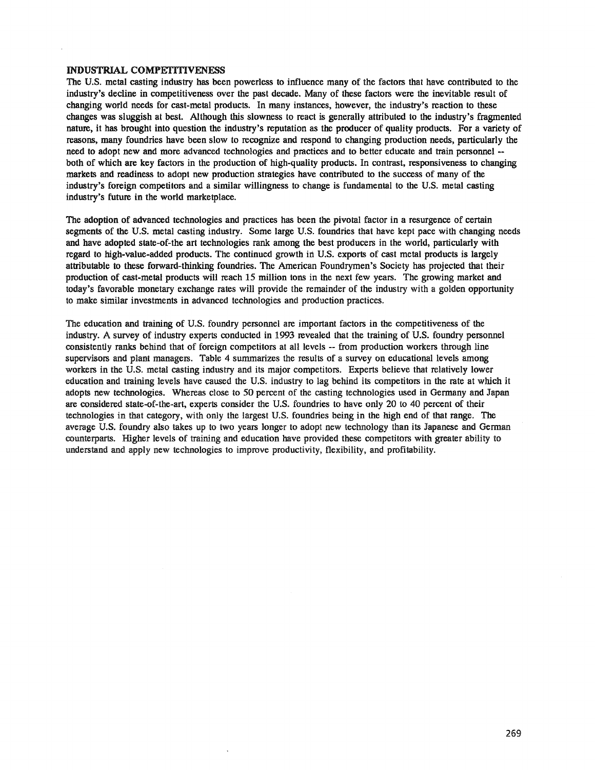## INDUSTRIAL COMPETITIVENESS

The U.S. metal casting industry has been powerless to influence many of the factors that have contributed to the industry's decline in competitiveness over the past decade. Many of these factors were the inevitable result of changing world needs for cast-metal products. In many instances, however, the industry's reaction to these changes was sluggish at best. Although this slowness to react is generally attributed to the industry's fragmented nature, it has brought into question the industry's reputation as the producer of quality products. For a variety of reasons, many foundries have been slow to recognize and respond to changing production needs, particularly the need to adopt new and more advanced technologies and practices and to better educate and train personnel -- both of which are key factors in the production of high-quality products. In contrast, responsiveness to changing markets and readiness to adopt new production strategies have contributed to the success of many of the industry's foreign competitors and a similar willingness to change is fundamental to the U.S. metal casting industry's future in the world marketplace.

The adoption of advanced technologies and practices has been the pivotal factor in a resurgence of certain segments of the U.S. metal casting industry. Some large U.S. foundries that have kept pace with changing needs and have adopted state-of-the art technologies rank among the best producers in the world, particularly with regard to high-value-added products. The continued growth in U.S. exports of cast metal products is largely attributable to these forward-thinking foundries. The American Foundrymen's Society has projected that their production of cast-metal products will reach 15 million tons in the next few years. The growing market and today's favorable monetary exchange rates will provide the remainder of the industry with a golden opportunity to make similar investments in advanced technologies and production practices.

The education and training of U.S. foundry personnel are important factors in the competitiveness of the industry. A survey of industry experts conducted in 1993 revealed that the training of U.S. foundry personnel consistently ranks behind that of foreign competitors at all levels -- from production workers through line supervisors and plant managers. Table 4 summarizes the results of a survey on educational levels among workers in the U.S. metal casting industry and its major competitors. Experts believe that relatively lower education and training levels have caused the U.S. industry to lag behind its competitors in the rate at which it adopts new technologies. Whereas close to 50 percent of the casting technologies used in Germany and Japan are considered state-of-the-art, experts consider the U.S. foundries to have only 20 to 40 percent of their technologies in that category, with only the largest U.S. foundries being in the high end of that range. The average U.S. foundry also takes up to two years longer to adopt new technology than its Japanese and German counterparts. Higher levels of training and education have provided these competitors with greater ability to understand and apply new technologies to improve productivity, flexibility, and profitability.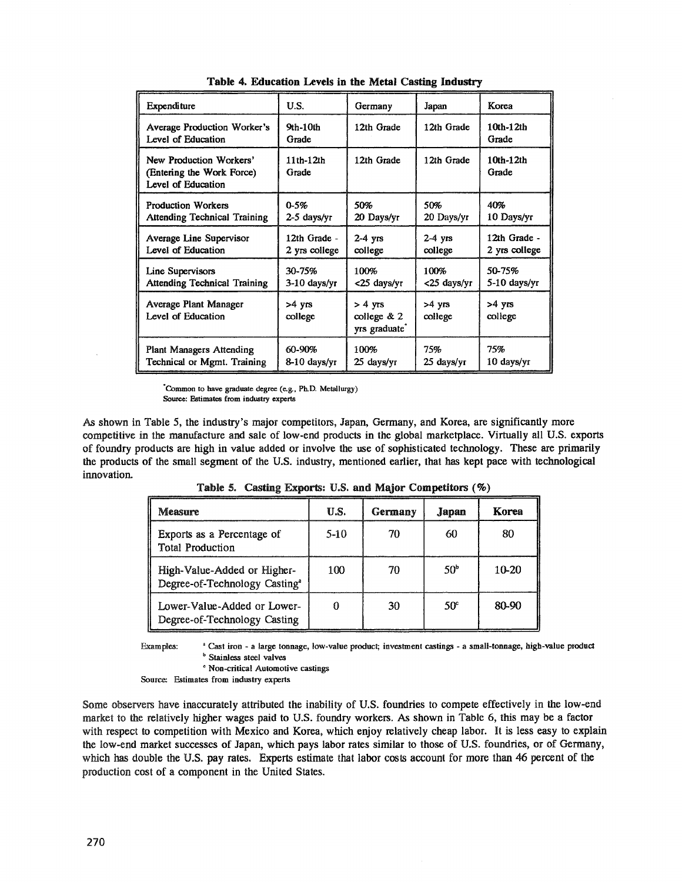**Table 4. Education Levels in the Metal Casting Industry**

| Expenditure | U.S. | Germany | Japan | Korea |
|---|---|---|---|---|
| Average Production Worker's Level of Education | 9th-10th Grade | 12th Grade | 12th Grade | 10th-12th Grade |
| New Production Workers' (Entering the Work Force) Level of Education | 11th-12th Grade | 12th Grade | 12th Grade | 10th-12th Grade |
| Production Workers Attending Technical Training | 0-5% 2-5 days/yr | 50% 20 Days/yr | 50% 20 Days/yr | 40% 10 Days/yr |
| Average Line Supervisor Level of Education | 12th Grade - 2 yrs college | 2-4 yrs college | 2-4 yrs college | 12th Grade - 2 yrs college |
| Line Supervisors Attending Technical Training | 30-75% 3-10 days/yr | 100% <25 days/yr | 100% <25 days/yr | 50-75% 5-10 days/yr |
| Average Plant Manager Level of Education | >4 yrs college | > 4 yrs college & 2 yrs graduate* | >4 yrs college | >4 yrs college |
| Plant Managers Attending Technical or Mgmt. Training | 60-90% 8-10 days/yr | 100% 25 days/yr | 75% 25 days/yr | 75% 10 days/yr |

*Common to have graduate degree (e.g., Ph.D. Metallurgy)
Source: Estimates from industry experts

As shown in Table 5, the industry's major competitors, Japan, Germany, and Korea, are significantly more competitive in the manufacture and sale of low-end products in the global marketplace. Virtually all U.S. exports of foundry products are high in value added or involve the use of sophisticated technology. These are primarily the products of the small segment of the U.S. industry, mentioned earlier, that has kept pace with technological innovation.

**Table 5. Casting Exports: U.S. and Major Competitors (%)**

| Measure | U.S. | Germany | Japan | Korea |
|---|---|---|---|---|
| Exports as a Percentage of Total Production | 5-10 | 70 | 60 | 80 |
| High-Value-Added or Higher-Degree-of-Technology Casting[a] | 100 | 70 | 50[b] | 10-20 |
| Lower-Value-Added or Lower-Degree-of-Technology Casting | 0 | 30 | 50[c] | 80-90 |

Examples: [a] Cast iron - a large tonnage, low-value product; investment castings - a small-tonnage, high-value product
[b] Stainless steel valves
[c] Non-critical Automotive castings

Source: Estimates from industry experts

Some observers have inaccurately attributed the inability of U.S. foundries to compete effectively in the low-end market to the relatively higher wages paid to U.S. foundry workers. As shown in Table 6, this may be a factor with respect to competition with Mexico and Korea, which enjoy relatively cheap labor. It is less easy to explain the low-end market successes of Japan, which pays labor rates similar to those of U.S. foundries, or of Germany, which has double the U.S. pay rates. Experts estimate that labor costs account for more than 46 percent of the production cost of a component in the United States.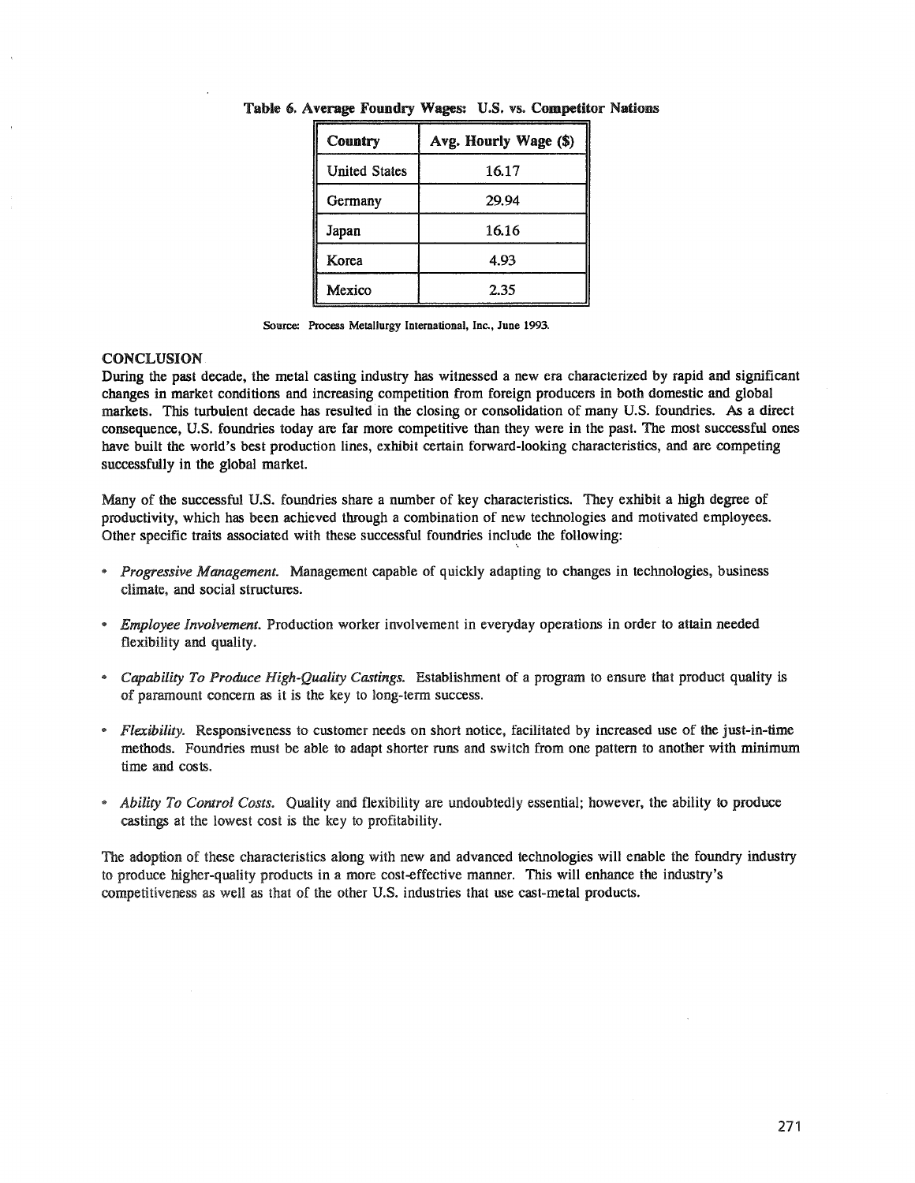**Table 6. Average Foundry Wages: U.S. vs. Competitor Nations**

| Country | Avg. Hourly Wage ($) |
|---|---|
| United States | 16.17 |
| Germany | 29.94 |
| Japan | 16.16 |
| Korea | 4.93 |
| Mexico | 2.35 |

Source: Process Metallurgy International, Inc., June 1993.

## CONCLUSION

During the past decade, the metal casting industry has witnessed a new era characterized by rapid and significant changes in market conditions and increasing competition from foreign producers in both domestic and global markets. This turbulent decade has resulted in the closing or consolidation of many U.S. foundries. As a direct consequence, U.S. foundries today are far more competitive than they were in the past. The most successful ones have built the world's best production lines, exhibit certain forward-looking characteristics, and are competing successfully in the global market.

Many of the successful U.S. foundries share a number of key characteristics. They exhibit a high degree of productivity, which has been achieved through a combination of new technologies and motivated employees. Other specific traits associated with these successful foundries include the following:

- *Progressive Management.* Management capable of quickly adapting to changes in technologies, business climate, and social structures.
- *Employee Involvement.* Production worker involvement in everyday operations in order to attain needed flexibility and quality.
- *Capability To Produce High-Quality Castings.* Establishment of a program to ensure that product quality is of paramount concern as it is the key to long-term success.
- *Flexibility.* Responsiveness to customer needs on short notice, facilitated by increased use of the just-in-time methods. Foundries must be able to adapt shorter runs and switch from one pattern to another with minimum time and costs.
- *Ability To Control Costs.* Quality and flexibility are undoubtedly essential; however, the ability to produce castings at the lowest cost is the key to profitability.

The adoption of these characteristics along with new and advanced technologies will enable the foundry industry to produce higher-quality products in a more cost-effective manner. This will enhance the industry's competitiveness as well as that of the other U.S. industries that use cast-metal products.